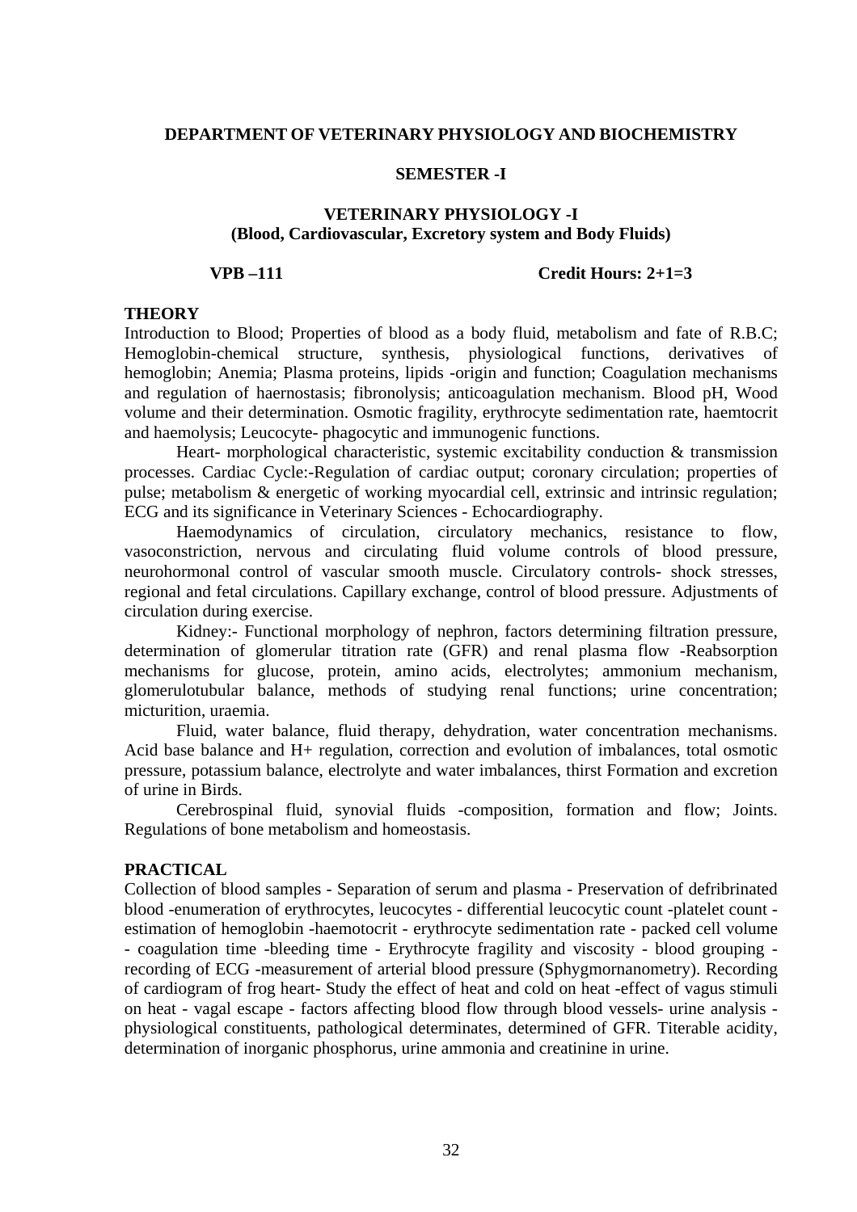**DEPARTMENT OF VETERINARY PHYSIOLOGY AND BIOCHEMISTRY**

**SEMESTER -I**

**VETERINARY PHYSIOLOGY -I**
**(Blood, Cardiovascular, Excretory system and Body Fluids)**

**VPB –111** **Credit Hours: 2+1=3**

**THEORY**

Introduction to Blood; Properties of blood as a body fluid, metabolism and fate of R.B.C; Hemoglobin-chemical structure, synthesis, physiological functions, derivatives of hemoglobin; Anemia; Plasma proteins, lipids -origin and function; Coagulation mechanisms and regulation of haernostasis; fibronolysis; anticoagulation mechanism. Blood pH, Wood volume and their determination. Osmotic fragility, erythrocyte sedimentation rate, haemtocrit and haemolysis; Leucocyte- phagocytic and immunogenic functions.

Heart- morphological characteristic, systemic excitability conduction & transmission processes. Cardiac Cycle:-Regulation of cardiac output; coronary circulation; properties of pulse; metabolism & energetic of working myocardial cell, extrinsic and intrinsic regulation; ECG and its significance in Veterinary Sciences - Echocardiography.

Haemodynamics of circulation, circulatory mechanics, resistance to flow, vasoconstriction, nervous and circulating fluid volume controls of blood pressure, neurohormonal control of vascular smooth muscle. Circulatory controls- shock stresses, regional and fetal circulations. Capillary exchange, control of blood pressure. Adjustments of circulation during exercise.

Kidney:- Functional morphology of nephron, factors determining filtration pressure, determination of glomerular titration rate (GFR) and renal plasma flow -Reabsorption mechanisms for glucose, protein, amino acids, electrolytes; ammonium mechanism, glomerulotubular balance, methods of studying renal functions; urine concentration; micturition, uraemia.

Fluid, water balance, fluid therapy, dehydration, water concentration mechanisms. Acid base balance and H+ regulation, correction and evolution of imbalances, total osmotic pressure, potassium balance, electrolyte and water imbalances, thirst Formation and excretion of urine in Birds.

Cerebrospinal fluid, synovial fluids -composition, formation and flow; Joints. Regulations of bone metabolism and homeostasis.

**PRACTICAL**

Collection of blood samples - Separation of serum and plasma - Preservation of defribrinated blood -enumeration of erythrocytes, leucocytes - differential leucocytic count -platelet count - estimation of hemoglobin -haemotocrit - erythrocyte sedimentation rate - packed cell volume - coagulation time -bleeding time - Erythrocyte fragility and viscosity - blood grouping - recording of ECG -measurement of arterial blood pressure (Sphygmornanometry). Recording of cardiogram of frog heart- Study the effect of heat and cold on heat -effect of vagus stimuli on heat - vagal escape - factors affecting blood flow through blood vessels- urine analysis - physiological constituents, pathological determinates, determined of GFR. Titerable acidity, determination of inorganic phosphorus, urine ammonia and creatinine in urine.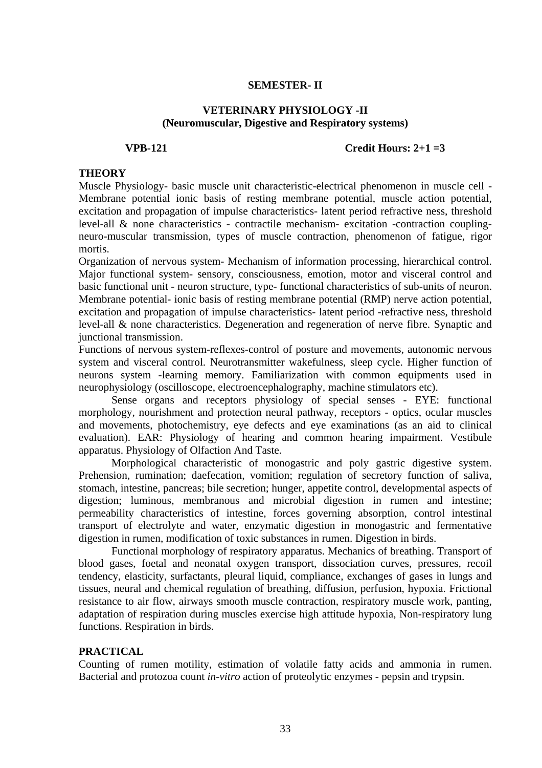**SEMESTER- II**

## VETERINARY PHYSIOLOGY -II
### (Neuromuscular, Digestive and Respiratory systems)

**VPB-121** **Credit Hours: 2+1 =3**

### THEORY

Muscle Physiology- basic muscle unit characteristic-electrical phenomenon in muscle cell - Membrane potential ionic basis of resting membrane potential, muscle action potential, excitation and propagation of impulse characteristics- latent period refractive ness, threshold level-all & none characteristics - contractile mechanism- excitation -contraction coupling-neuro-muscular transmission, types of muscle contraction, phenomenon of fatigue, rigor mortis.

Organization of nervous system- Mechanism of information processing, hierarchical control. Major functional system- sensory, consciousness, emotion, motor and visceral control and basic functional unit - neuron structure, type- functional characteristics of sub-units of neuron. Membrane potential- ionic basis of resting membrane potential (RMP) nerve action potential, excitation and propagation of impulse characteristics- latent period -refractive ness, threshold level-all & none characteristics. Degeneration and regeneration of nerve fibre. Synaptic and junctional transmission.

Functions of nervous system-reflexes-control of posture and movements, autonomic nervous system and visceral control. Neurotransmitter wakefulness, sleep cycle. Higher function of neurons system -learning memory. Familiarization with common equipments used in neurophysiology (oscilloscope, electroencephalography, machine stimulators etc).

Sense organs and receptors physiology of special senses - EYE: functional morphology, nourishment and protection neural pathway, receptors - optics, ocular muscles and movements, photochemistry, eye defects and eye examinations (as an aid to clinical evaluation). EAR: Physiology of hearing and common hearing impairment. Vestibule apparatus. Physiology of Olfaction And Taste.

Morphological characteristic of monogastric and poly gastric digestive system. Prehension, rumination; daefecation, vomition; regulation of secretory function of saliva, stomach, intestine, pancreas; bile secretion; hunger, appetite control, developmental aspects of digestion; luminous, membranous and microbial digestion in rumen and intestine; permeability characteristics of intestine, forces governing absorption, control intestinal transport of electrolyte and water, enzymatic digestion in monogastric and fermentative digestion in rumen, modification of toxic substances in rumen. Digestion in birds.

Functional morphology of respiratory apparatus. Mechanics of breathing. Transport of blood gases, foetal and neonatal oxygen transport, dissociation curves, pressures, recoil tendency, elasticity, surfactants, pleural liquid, compliance, exchanges of gases in lungs and tissues, neural and chemical regulation of breathing, diffusion, perfusion, hypoxia. Frictional resistance to air flow, airways smooth muscle contraction, respiratory muscle work, panting, adaptation of respiration during muscles exercise high attitude hypoxia, Non-respiratory lung functions. Respiration in birds.

### PRACTICAL

Counting of rumen motility, estimation of volatile fatty acids and ammonia in rumen. Bacterial and protozoa count *in-vitro* action of proteolytic enzymes - pepsin and trypsin.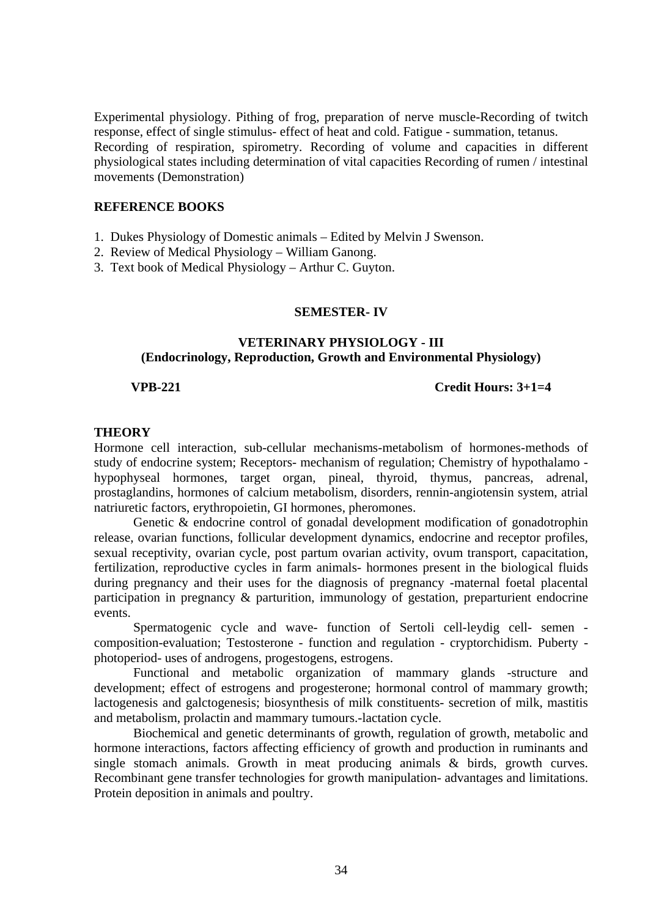Experimental physiology. Pithing of frog, preparation of nerve muscle-Recording of twitch response, effect of single stimulus- effect of heat and cold. Fatigue - summation, tetanus. Recording of respiration, spirometry. Recording of volume and capacities in different physiological states including determination of vital capacities Recording of rumen / intestinal movements (Demonstration)

**REFERENCE BOOKS**

1. Dukes Physiology of Domestic animals – Edited by Melvin J Swenson.
2. Review of Medical Physiology – William Ganong.
3. Text book of Medical Physiology – Arthur C. Guyton.

## SEMESTER- IV

## VETERINARY PHYSIOLOGY - III
**(Endocrinology, Reproduction, Growth and Environmental Physiology)**

**VPB-221** **Credit Hours: 3+1=4**

**THEORY**

Hormone cell interaction, sub-cellular mechanisms-metabolism of hormones-methods of study of endocrine system; Receptors- mechanism of regulation; Chemistry of hypothalamo - hypophyseal hormones, target organ, pineal, thyroid, thymus, pancreas, adrenal, prostaglandins, hormones of calcium metabolism, disorders, rennin-angiotensin system, atrial natriuretic factors, erythropoietin, GI hormones, pheromones.

Genetic & endocrine control of gonadal development modification of gonadotrophin release, ovarian functions, follicular development dynamics, endocrine and receptor profiles, sexual receptivity, ovarian cycle, post partum ovarian activity, ovum transport, capacitation, fertilization, reproductive cycles in farm animals- hormones present in the biological fluids during pregnancy and their uses for the diagnosis of pregnancy -maternal foetal placental participation in pregnancy & parturition, immunology of gestation, preparturient endocrine events.

Spermatogenic cycle and wave- function of Sertoli cell-leydig cell- semen - composition-evaluation; Testosterone - function and regulation - cryptorchidism. Puberty - photoperiod- uses of androgens, progestogens, estrogens.

Functional and metabolic organization of mammary glands -structure and development; effect of estrogens and progesterone; hormonal control of mammary growth; lactogenesis and galctogenesis; biosynthesis of milk constituents- secretion of milk, mastitis and metabolism, prolactin and mammary tumours.-lactation cycle.

Biochemical and genetic determinants of growth, regulation of growth, metabolic and hormone interactions, factors affecting efficiency of growth and production in ruminants and single stomach animals. Growth in meat producing animals & birds, growth curves. Recombinant gene transfer technologies for growth manipulation- advantages and limitations. Protein deposition in animals and poultry.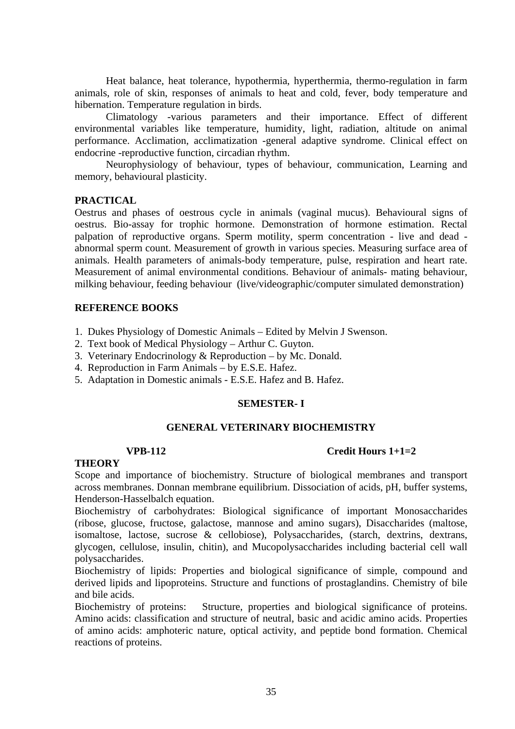Heat balance, heat tolerance, hypothermia, hyperthermia, thermo-regulation in farm animals, role of skin, responses of animals to heat and cold, fever, body temperature and hibernation. Temperature regulation in birds.

Climatology -various parameters and their importance. Effect of different environmental variables like temperature, humidity, light, radiation, altitude on animal performance. Acclimation, acclimatization -general adaptive syndrome. Clinical effect on endocrine -reproductive function, circadian rhythm.

Neurophysiology of behaviour, types of behaviour, communication, Learning and memory, behavioural plasticity.

**PRACTICAL**

Oestrus and phases of oestrous cycle in animals (vaginal mucus). Behavioural signs of oestrus. Bio-assay for trophic hormone. Demonstration of hormone estimation. Rectal palpation of reproductive organs. Sperm motility, sperm concentration - live and dead - abnormal sperm count. Measurement of growth in various species. Measuring surface area of animals. Health parameters of animals-body temperature, pulse, respiration and heart rate. Measurement of animal environmental conditions. Behaviour of animals- mating behaviour, milking behaviour, feeding behaviour (live/videographic/computer simulated demonstration)

**REFERENCE BOOKS**

1. Dukes Physiology of Domestic Animals – Edited by Melvin J Swenson.
2. Text book of Medical Physiology – Arthur C. Guyton.
3. Veterinary Endocrinology & Reproduction – by Mc. Donald.
4. Reproduction in Farm Animals – by E.S.E. Hafez.
5. Adaptation in Domestic animals - E.S.E. Hafez and B. Hafez.

**SEMESTER- I**

**GENERAL VETERINARY BIOCHEMISTRY**

**VPB-112** **Credit Hours 1+1=2**

**THEORY**

Scope and importance of biochemistry. Structure of biological membranes and transport across membranes. Donnan membrane equilibrium. Dissociation of acids, pH, buffer systems, Henderson-Hasselbalch equation.

Biochemistry of carbohydrates: Biological significance of important Monosaccharides (ribose, glucose, fructose, galactose, mannose and amino sugars), Disaccharides (maltose, isomaltose, lactose, sucrose & cellobiose), Polysaccharides, (starch, dextrins, dextrans, glycogen, cellulose, insulin, chitin), and Mucopolysaccharides including bacterial cell wall polysaccharides.

Biochemistry of lipids: Properties and biological significance of simple, compound and derived lipids and lipoproteins. Structure and functions of prostaglandins. Chemistry of bile and bile acids.

Biochemistry of proteins: Structure, properties and biological significance of proteins. Amino acids: classification and structure of neutral, basic and acidic amino acids. Properties of amino acids: amphoteric nature, optical activity, and peptide bond formation. Chemical reactions of proteins.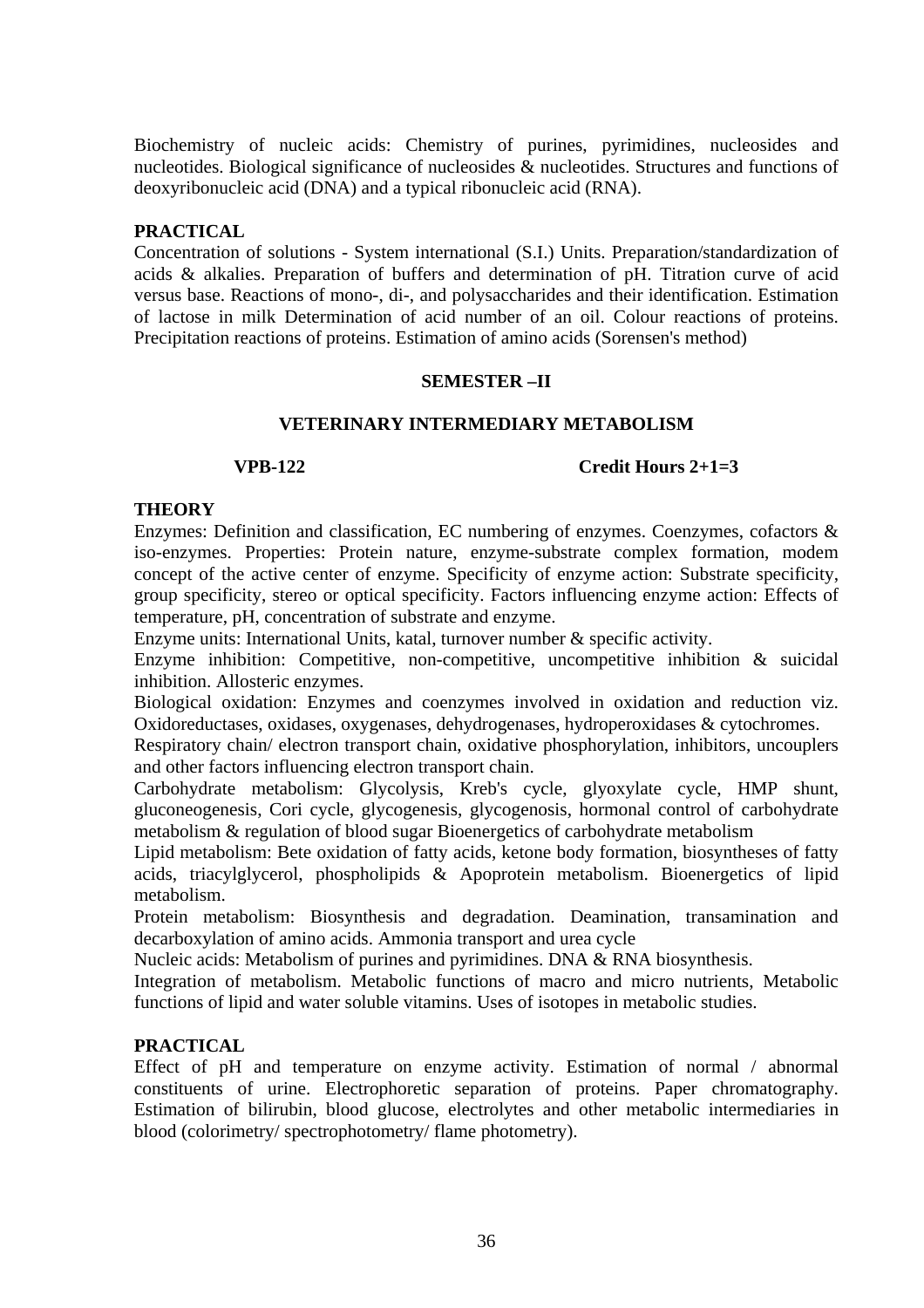Biochemistry of nucleic acids: Chemistry of purines, pyrimidines, nucleosides and nucleotides. Biological significance of nucleosides & nucleotides. Structures and functions of deoxyribonucleic acid (DNA) and a typical ribonucleic acid (RNA).

**PRACTICAL**

Concentration of solutions - System international (S.I.) Units. Preparation/standardization of acids & alkalies. Preparation of buffers and determination of pH. Titration curve of acid versus base. Reactions of mono-, di-, and polysaccharides and their identification. Estimation of lactose in milk Determination of acid number of an oil. Colour reactions of proteins. Precipitation reactions of proteins. Estimation of amino acids (Sorensen's method)

## SEMESTER –II

### VETERINARY INTERMEDIARY METABOLISM

**VPB-122** **Credit Hours 2+1=3**

**THEORY**

Enzymes: Definition and classification, EC numbering of enzymes. Coenzymes, cofactors & iso-enzymes. Properties: Protein nature, enzyme-substrate complex formation, modem concept of the active center of enzyme. Specificity of enzyme action: Substrate specificity, group specificity, stereo or optical specificity. Factors influencing enzyme action: Effects of temperature, pH, concentration of substrate and enzyme.

Enzyme units: International Units, katal, turnover number & specific activity.

Enzyme inhibition: Competitive, non-competitive, uncompetitive inhibition & suicidal inhibition. Allosteric enzymes.

Biological oxidation: Enzymes and coenzymes involved in oxidation and reduction viz. Oxidoreductases, oxidases, oxygenases, dehydrogenases, hydroperoxidases & cytochromes.

Respiratory chain/ electron transport chain, oxidative phosphorylation, inhibitors, uncouplers and other factors influencing electron transport chain.

Carbohydrate metabolism: Glycolysis, Kreb's cycle, glyoxylate cycle, HMP shunt, gluconeogenesis, Cori cycle, glycogenesis, glycogenosis, hormonal control of carbohydrate metabolism & regulation of blood sugar Bioenergetics of carbohydrate metabolism

Lipid metabolism: Bete oxidation of fatty acids, ketone body formation, biosyntheses of fatty acids, triacylglycerol, phospholipids & Apoprotein metabolism. Bioenergetics of lipid metabolism.

Protein metabolism: Biosynthesis and degradation. Deamination, transamination and decarboxylation of amino acids. Ammonia transport and urea cycle

Nucleic acids: Metabolism of purines and pyrimidines. DNA & RNA biosynthesis.

Integration of metabolism. Metabolic functions of macro and micro nutrients, Metabolic functions of lipid and water soluble vitamins. Uses of isotopes in metabolic studies.

**PRACTICAL**

Effect of pH and temperature on enzyme activity. Estimation of normal / abnormal constituents of urine. Electrophoretic separation of proteins. Paper chromatography. Estimation of bilirubin, blood glucose, electrolytes and other metabolic intermediaries in blood (colorimetry/ spectrophotometry/ flame photometry).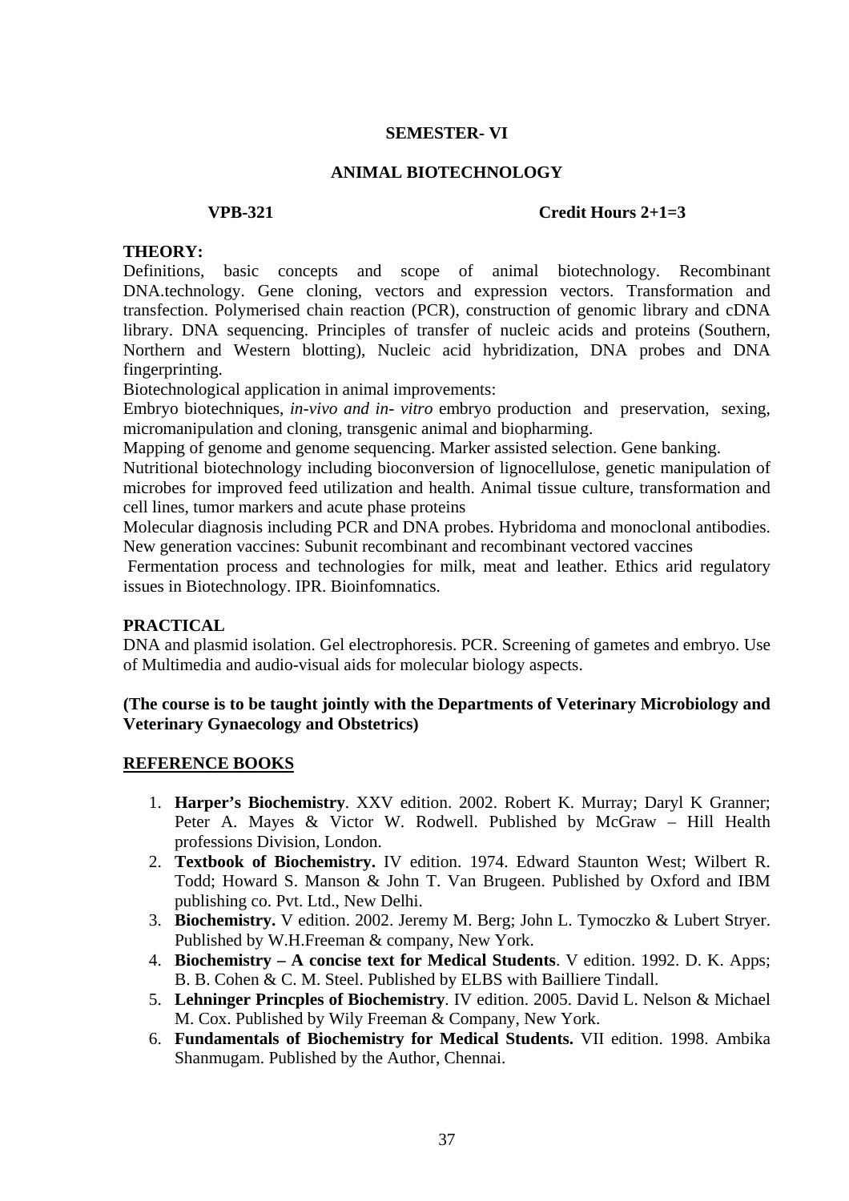# SEMESTER- VI

## ANIMAL BIOTECHNOLOGY

**VPB-321** **Credit Hours 2+1=3**

**THEORY:**

Definitions, basic concepts and scope of animal biotechnology. Recombinant DNA.technology. Gene cloning, vectors and expression vectors. Transformation and transfection. Polymerised chain reaction (PCR), construction of genomic library and cDNA library. DNA sequencing. Principles of transfer of nucleic acids and proteins (Southern, Northern and Western blotting), Nucleic acid hybridization, DNA probes and DNA fingerprinting.

Biotechnological application in animal improvements:

Embryo biotechniques, *in-vivo and in- vitro* embryo production and preservation, sexing, micromanipulation and cloning, transgenic animal and biopharming.

Mapping of genome and genome sequencing. Marker assisted selection. Gene banking.

Nutritional biotechnology including bioconversion of lignocellulose, genetic manipulation of microbes for improved feed utilization and health. Animal tissue culture, transformation and cell lines, tumor markers and acute phase proteins

Molecular diagnosis including PCR and DNA probes. Hybridoma and monoclonal antibodies. New generation vaccines: Subunit recombinant and recombinant vectored vaccines

Fermentation process and technologies for milk, meat and leather. Ethics arid regulatory issues in Biotechnology. IPR. Bioinfomnatics.

**PRACTICAL**

DNA and plasmid isolation. Gel electrophoresis. PCR. Screening of gametes and embryo. Use of Multimedia and audio-visual aids for molecular biology aspects.

**(The course is to be taught jointly with the Departments of Veterinary Microbiology and Veterinary Gynaecology and Obstetrics)**

**REFERENCE BOOKS**

1. **Harper's Biochemistry**. XXV edition. 2002. Robert K. Murray; Daryl K Granner; Peter A. Mayes & Victor W. Rodwell. Published by McGraw – Hill Health professions Division, London.
2. **Textbook of Biochemistry.** IV edition. 1974. Edward Staunton West; Wilbert R. Todd; Howard S. Manson & John T. Van Brugeen. Published by Oxford and IBM publishing co. Pvt. Ltd., New Delhi.
3. **Biochemistry.** V edition. 2002. Jeremy M. Berg; John L. Tymoczko & Lubert Stryer. Published by W.H.Freeman & company, New York.
4. **Biochemistry – A concise text for Medical Students**. V edition. 1992. D. K. Apps; B. B. Cohen & C. M. Steel. Published by ELBS with Bailliere Tindall.
5. **Lehninger Princples of Biochemistry**. IV edition. 2005. David L. Nelson & Michael M. Cox. Published by Wily Freeman & Company, New York.
6. **Fundamentals of Biochemistry for Medical Students.** VII edition. 1998. Ambika Shanmugam. Published by the Author, Chennai.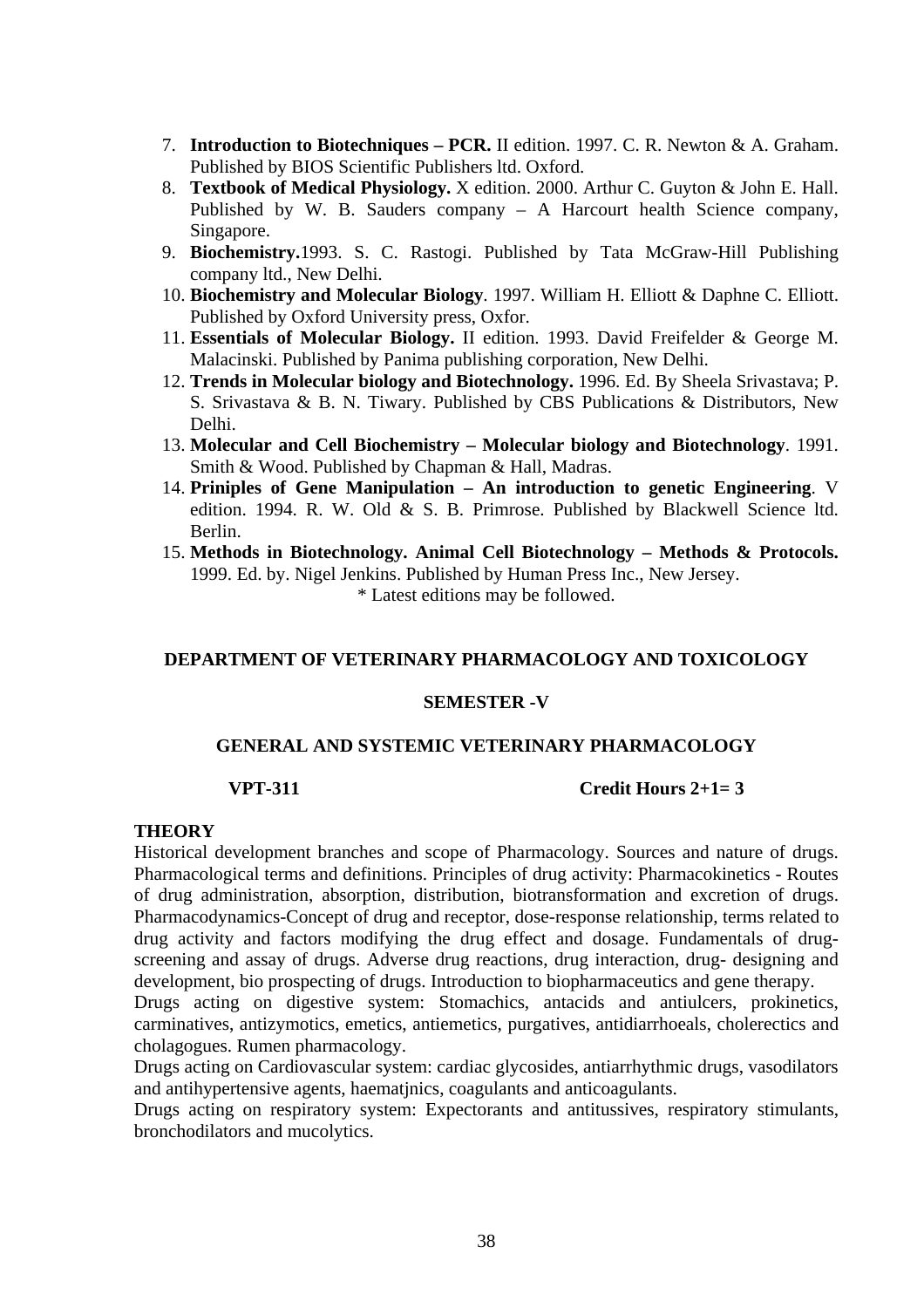7. **Introduction to Biotechniques – PCR.** II edition. 1997. C. R. Newton & A. Graham. Published by BIOS Scientific Publishers ltd. Oxford.
8. **Textbook of Medical Physiology.** X edition. 2000. Arthur C. Guyton & John E. Hall. Published by W. B. Sauders company – A Harcourt health Science company, Singapore.
9. **Biochemistry.**1993. S. C. Rastogi. Published by Tata McGraw-Hill Publishing company ltd., New Delhi.
10. **Biochemistry and Molecular Biology**. 1997. William H. Elliott & Daphne C. Elliott. Published by Oxford University press, Oxfor.
11. **Essentials of Molecular Biology.** II edition. 1993. David Freifelder & George M. Malacinski. Published by Panima publishing corporation, New Delhi.
12. **Trends in Molecular biology and Biotechnology.** 1996. Ed. By Sheela Srivastava; P. S. Srivastava & B. N. Tiwary. Published by CBS Publications & Distributors, New Delhi.
13. **Molecular and Cell Biochemistry – Molecular biology and Biotechnology**. 1991. Smith & Wood. Published by Chapman & Hall, Madras.
14. **Priniples of Gene Manipulation – An introduction to genetic Engineering**. V edition. 1994. R. W. Old & S. B. Primrose. Published by Blackwell Science ltd. Berlin.
15. **Methods in Biotechnology. Animal Cell Biotechnology – Methods & Protocols.** 1999. Ed. by. Nigel Jenkins. Published by Human Press Inc., New Jersey.

\* Latest editions may be followed.

## DEPARTMENT OF VETERINARY PHARMACOLOGY AND TOXICOLOGY

### SEMESTER -V

### GENERAL AND SYSTEMIC VETERINARY PHARMACOLOGY

**VPT-311** **Credit Hours 2+1= 3**

**THEORY**

Historical development branches and scope of Pharmacology. Sources and nature of drugs. Pharmacological terms and definitions. Principles of drug activity: Pharmacokinetics - Routes of drug administration, absorption, distribution, biotransformation and excretion of drugs. Pharmacodynamics-Concept of drug and receptor, dose-response relationship, terms related to drug activity and factors modifying the drug effect and dosage. Fundamentals of drug-screening and assay of drugs. Adverse drug reactions, drug interaction, drug- designing and development, bio prospecting of drugs. Introduction to biopharmaceutics and gene therapy.

Drugs acting on digestive system: Stomachics, antacids and antiulcers, prokinetics, carminatives, antizymotics, emetics, antiemetics, purgatives, antidiarrhoeals, cholerectics and cholagogues. Rumen pharmacology.

Drugs acting on Cardiovascular system: cardiac glycosides, antiarrhythmic drugs, vasodilators and antihypertensive agents, haematjnics, coagulants and anticoagulants.

Drugs acting on respiratory system: Expectorants and antitussives, respiratory stimulants, bronchodilators and mucolytics.